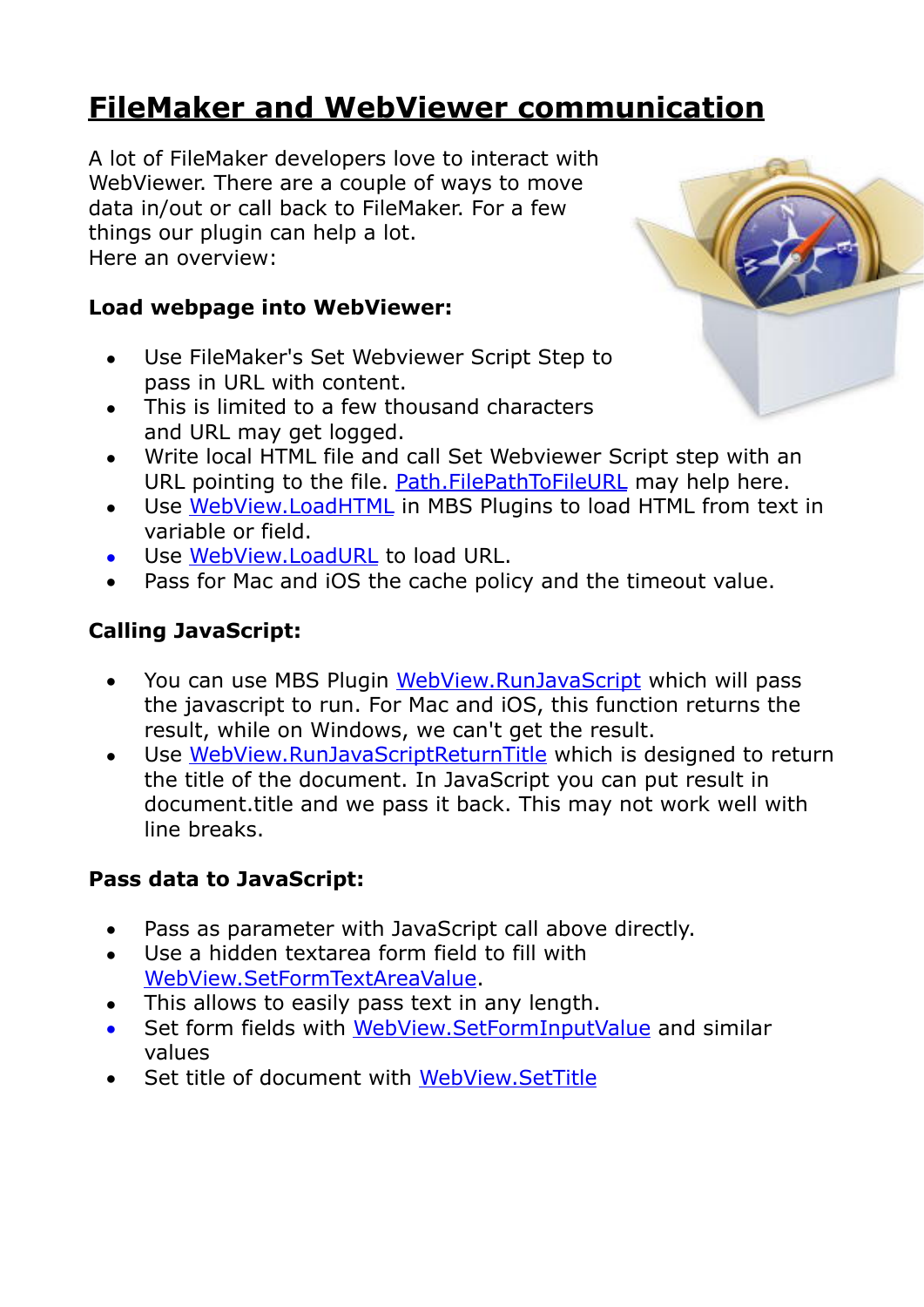// FileMaker and WebViewer communication

A lot of FileMaker developers love to interact with WebViewer. There are a couple of ways to move data in/out or call back to FileMaker. For a few things our plugin can help a lot.
Here an overview:

**Load webpage into WebViewer:**

- Use FileMaker's Set Webviewer Script Step to pass in URL with content.
- This is limited to a few thousand characters and URL may get logged.
- Write local HTML file and call Set Webviewer Script step with an URL pointing to the file. Path.FilePathToFileURL may help here.
- Use WebView.LoadHTML in MBS Plugins to load HTML from text in variable or field.
- Use WebView.LoadURL to load URL.
- Pass for Mac and iOS the cache policy and the timeout value.

**Calling JavaScript:**

- You can use MBS Plugin WebView.RunJavaScript which will pass the javascript to run. For Mac and iOS, this function returns the result, while on Windows, we can't get the result.
- Use WebView.RunJavaScriptReturnTitle which is designed to return the title of the document. In JavaScript you can put result in document.title and we pass it back. This may not work well with line breaks.

**Pass data to JavaScript:**

- Pass as parameter with JavaScript call above directly.
- Use a hidden textarea form field to fill with WebView.SetFormTextAreaValue.
- This allows to easily pass text in any length.
- Set form fields with WebView.SetFormInputValue and similar values
- Set title of document with WebView.SetTitle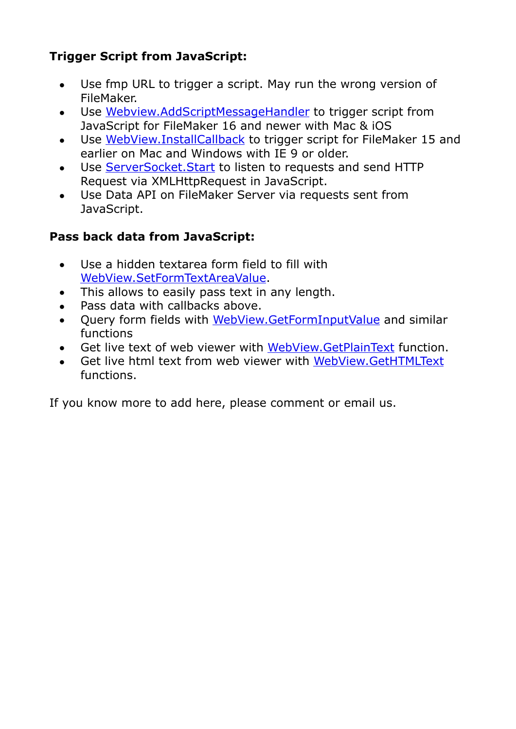**Trigger Script from JavaScript:**

- Use fmp URL to trigger a script. May run the wrong version of FileMaker.
- Use Webview.AddScriptMessageHandler to trigger script from JavaScript for FileMaker 16 and newer with Mac & iOS
- Use WebView.InstallCallback to trigger script for FileMaker 15 and earlier on Mac and Windows with IE 9 or older.
- Use ServerSocket.Start to listen to requests and send HTTP Request via XMLHttpRequest in JavaScript.
- Use Data API on FileMaker Server via requests sent from JavaScript.

**Pass back data from JavaScript:**

- Use a hidden textarea form field to fill with WebView.SetFormTextAreaValue.
- This allows to easily pass text in any length.
- Pass data with callbacks above.
- Query form fields with WebView.GetFormInputValue and similar functions
- Get live text of web viewer with WebView.GetPlainText function.
- Get live html text from web viewer with WebView.GetHTMLText functions.

If you know more to add here, please comment or email us.